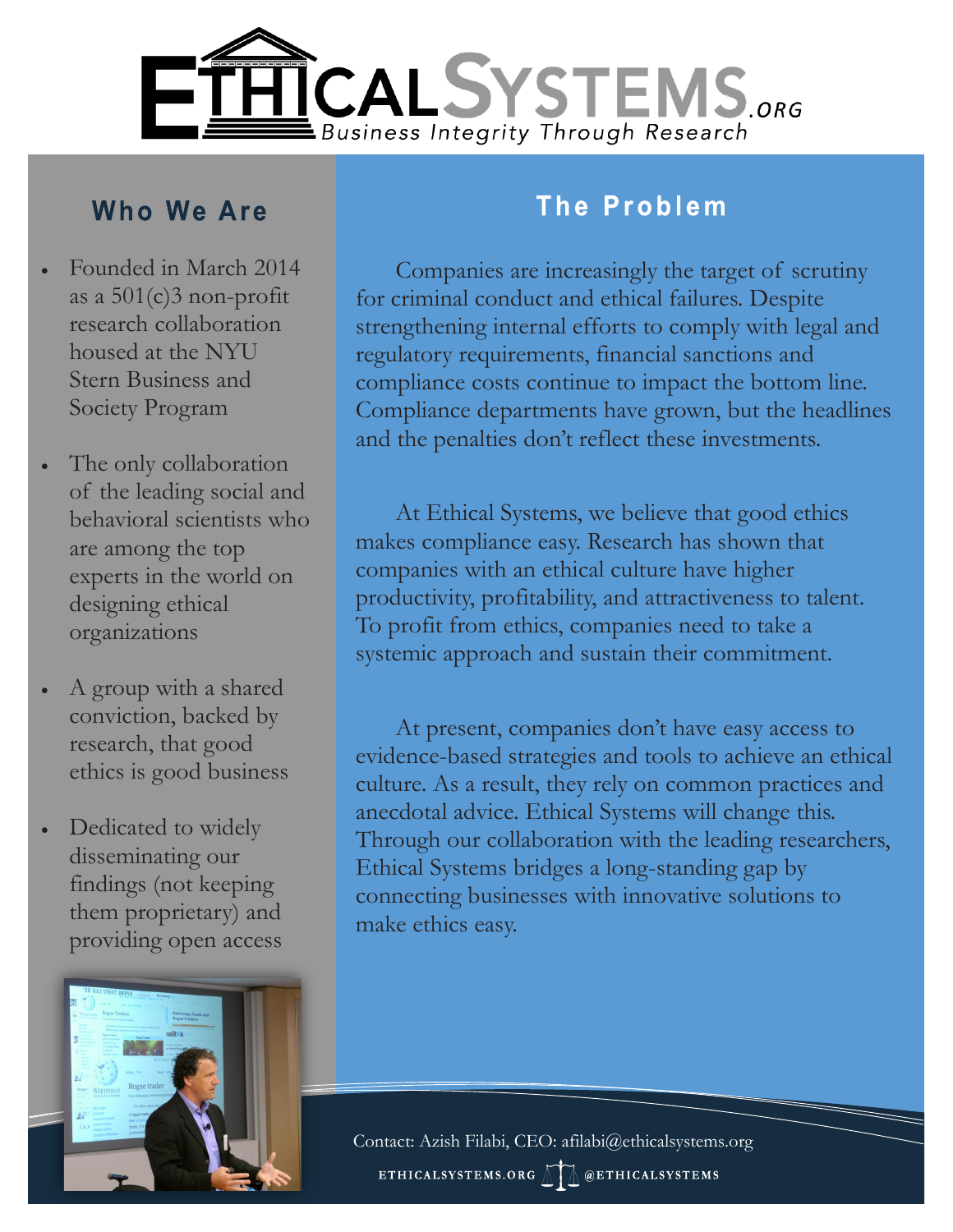# ETHICALSYSTEMS.ORG

*Business Integrity Through Research*

## Who We Are

- Founded in March 2014 as a 501(c)3 non-profit research collaboration housed at the NYU Stern Business and Society Program
- The only collaboration of the leading social and behavioral scientists who are among the top experts in the world on designing ethical organizations
- A group with a shared conviction, backed by research, that good ethics is good business
- Dedicated to widely disseminating our findings (not keeping them proprietary) and providing open access

## The Problem

Companies are increasingly the target of scrutiny for criminal conduct and ethical failures. Despite strengthening internal efforts to comply with legal and regulatory requirements, financial sanctions and compliance costs continue to impact the bottom line. Compliance departments have grown, but the headlines and the penalties don't reflect these investments.

At Ethical Systems, we believe that good ethics makes compliance easy. Research has shown that companies with an ethical culture have higher productivity, profitability, and attractiveness to talent. To profit from ethics, companies need to take a systemic approach and sustain their commitment.

At present, companies don't have easy access to evidence-based strategies and tools to achieve an ethical culture. As a result, they rely on common practices and anecdotal advice. Ethical Systems will change this. Through our collaboration with the leading researchers, Ethical Systems bridges a long-standing gap by connecting businesses with innovative solutions to make ethics easy.

Contact: Azish Filabi, CEO: afilabi@ethicalsystems.org

ETHICALSYSTEMS.ORG @ETHICALSYSTEMS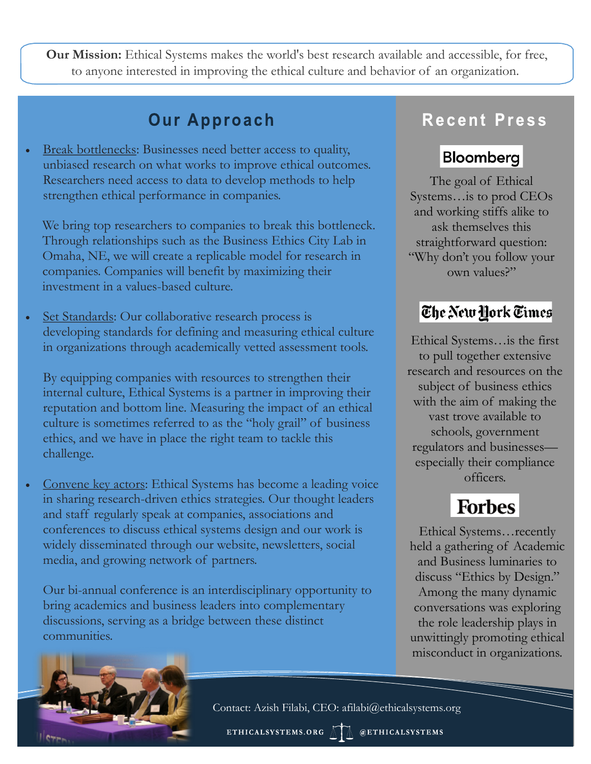**Our Mission:** Ethical Systems makes the world's best research available and accessible, for free, to anyone interested in improving the ethical culture and behavior of an organization.

## Our Approach

- Break bottlenecks: Businesses need better access to quality, unbiased research on what works to improve ethical outcomes. Researchers need access to data to develop methods to help strengthen ethical performance in companies.

  We bring top researchers to companies to break this bottleneck. Through relationships such as the Business Ethics City Lab in Omaha, NE, we will create a replicable model for research in companies. Companies will benefit by maximizing their investment in a values-based culture.

- Set Standards: Our collaborative research process is developing standards for defining and measuring ethical culture in organizations through academically vetted assessment tools.

  By equipping companies with resources to strengthen their internal culture, Ethical Systems is a partner in improving their reputation and bottom line. Measuring the impact of an ethical culture is sometimes referred to as the "holy grail" of business ethics, and we have in place the right team to tackle this challenge.

- Convene key actors: Ethical Systems has become a leading voice in sharing research-driven ethics strategies. Our thought leaders and staff regularly speak at companies, associations and conferences to discuss ethical systems design and our work is widely disseminated through our website, newsletters, social media, and growing network of partners.

  Our bi-annual conference is an interdisciplinary opportunity to bring academics and business leaders into complementary discussions, serving as a bridge between these distinct communities.

## Recent Press

**Bloomberg**

The goal of Ethical Systems…is to prod CEOs and working stiffs alike to ask themselves this straightforward question: "Why don't you follow your own values?"

**The New York Times**

Ethical Systems…is the first to pull together extensive research and resources on the subject of business ethics with the aim of making the vast trove available to schools, government regulators and businesses—especially their compliance officers.

**Forbes**

Ethical Systems…recently held a gathering of Academic and Business luminaries to discuss "Ethics by Design." Among the many dynamic conversations was exploring the role leadership plays in unwittingly promoting ethical misconduct in organizations.

Contact: Azish Filabi, CEO: afilabi@ethicalsystems.org

ETHICALSYSTEMS.ORG @ETHICALSYSTEMS